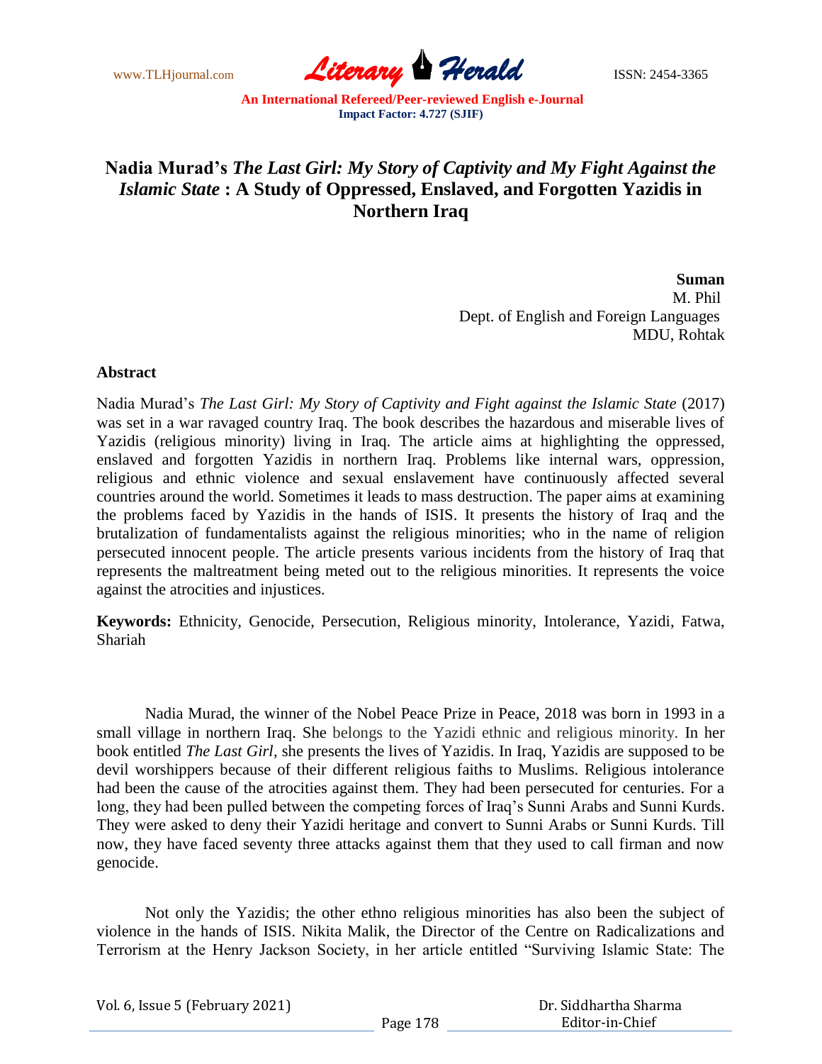# Nadia Murad's *The Last Girl: My Story of Captivity and My Fight Against the Islamic State* : A Study of Oppressed, Enslaved, and Forgotten Yazidis in Northern Iraq

**Suman**
M. Phil
Dept. of English and Foreign Languages
MDU, Rohtak

## Abstract

Nadia Murad's *The Last Girl: My Story of Captivity and Fight against the Islamic State* (2017) was set in a war ravaged country Iraq. The book describes the hazardous and miserable lives of Yazidis (religious minority) living in Iraq. The article aims at highlighting the oppressed, enslaved and forgotten Yazidis in northern Iraq. Problems like internal wars, oppression, religious and ethnic violence and sexual enslavement have continuously affected several countries around the world. Sometimes it leads to mass destruction. The paper aims at examining the problems faced by Yazidis in the hands of ISIS. It presents the history of Iraq and the brutalization of fundamentalists against the religious minorities; who in the name of religion persecuted innocent people. The article presents various incidents from the history of Iraq that represents the maltreatment being meted out to the religious minorities. It represents the voice against the atrocities and injustices.

**Keywords:** Ethnicity, Genocide, Persecution, Religious minority, Intolerance, Yazidi, Fatwa, Shariah

Nadia Murad, the winner of the Nobel Peace Prize in Peace, 2018 was born in 1993 in a small village in northern Iraq. She belongs to the Yazidi ethnic and religious minority. In her book entitled *The Last Girl*, she presents the lives of Yazidis. In Iraq, Yazidis are supposed to be devil worshippers because of their different religious faiths to Muslims. Religious intolerance had been the cause of the atrocities against them. They had been persecuted for centuries. For a long, they had been pulled between the competing forces of Iraq's Sunni Arabs and Sunni Kurds. They were asked to deny their Yazidi heritage and convert to Sunni Arabs or Sunni Kurds. Till now, they have faced seventy three attacks against them that they used to call firman and now genocide.

Not only the Yazidis; the other ethno religious minorities has also been the subject of violence in the hands of ISIS. Nikita Malik, the Director of the Centre on Radicalizations and Terrorism at the Henry Jackson Society, in her article entitled "Surviving Islamic State: The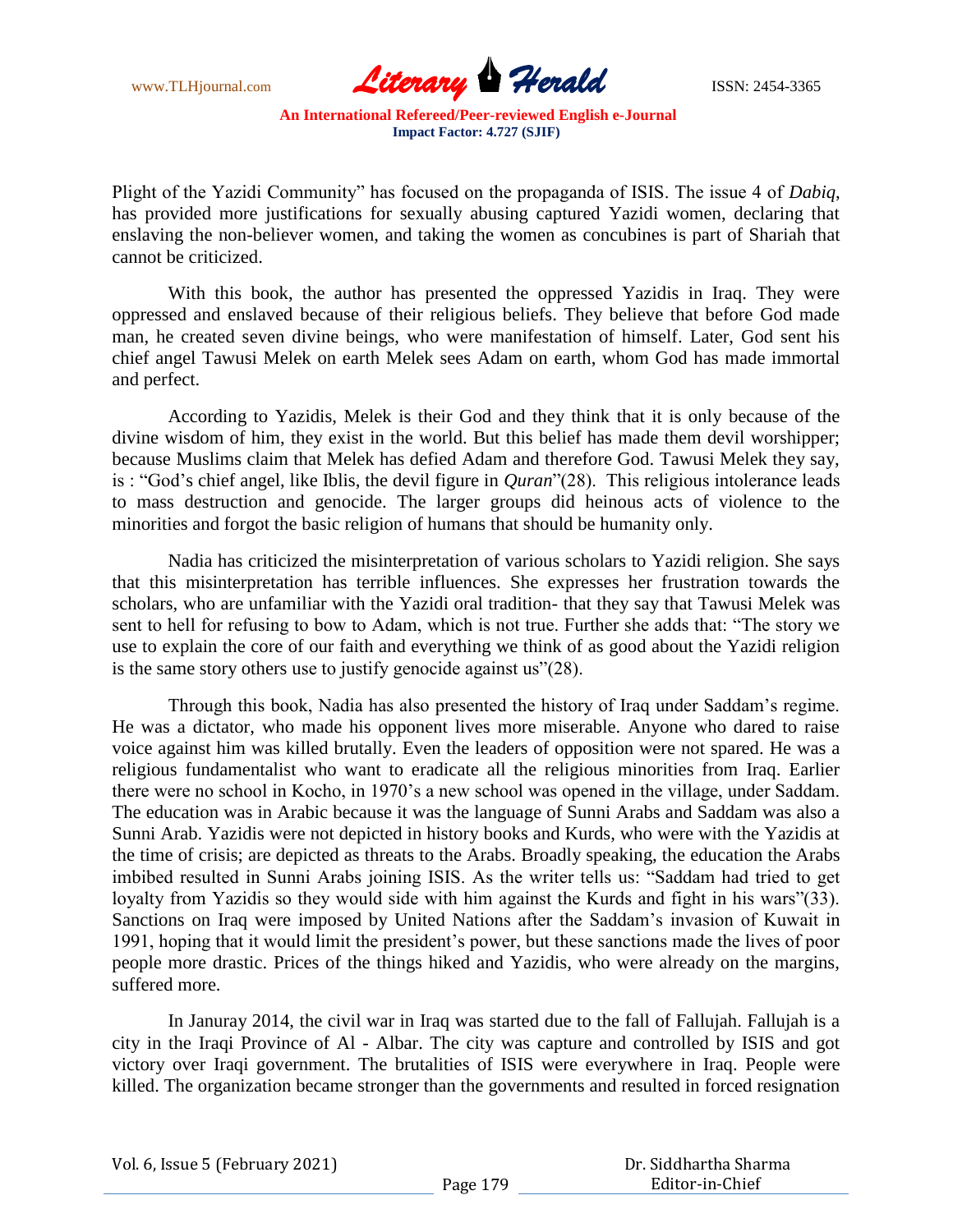Plight of the Yazidi Community" has focused on the propaganda of ISIS. The issue 4 of *Dabiq*, has provided more justifications for sexually abusing captured Yazidi women, declaring that enslaving the non-believer women, and taking the women as concubines is part of Shariah that cannot be criticized.

With this book, the author has presented the oppressed Yazidis in Iraq. They were oppressed and enslaved because of their religious beliefs. They believe that before God made man, he created seven divine beings, who were manifestation of himself. Later, God sent his chief angel Tawusi Melek on earth Melek sees Adam on earth, whom God has made immortal and perfect.

According to Yazidis, Melek is their God and they think that it is only because of the divine wisdom of him, they exist in the world. But this belief has made them devil worshipper; because Muslims claim that Melek has defied Adam and therefore God. Tawusi Melek they say, is : "God's chief angel, like Iblis, the devil figure in *Quran*"(28). This religious intolerance leads to mass destruction and genocide. The larger groups did heinous acts of violence to the minorities and forgot the basic religion of humans that should be humanity only.

Nadia has criticized the misinterpretation of various scholars to Yazidi religion. She says that this misinterpretation has terrible influences. She expresses her frustration towards the scholars, who are unfamiliar with the Yazidi oral tradition- that they say that Tawusi Melek was sent to hell for refusing to bow to Adam, which is not true. Further she adds that: "The story we use to explain the core of our faith and everything we think of as good about the Yazidi religion is the same story others use to justify genocide against us"(28).

Through this book, Nadia has also presented the history of Iraq under Saddam's regime. He was a dictator, who made his opponent lives more miserable. Anyone who dared to raise voice against him was killed brutally. Even the leaders of opposition were not spared. He was a religious fundamentalist who want to eradicate all the religious minorities from Iraq. Earlier there were no school in Kocho, in 1970's a new school was opened in the village, under Saddam. The education was in Arabic because it was the language of Sunni Arabs and Saddam was also a Sunni Arab. Yazidis were not depicted in history books and Kurds, who were with the Yazidis at the time of crisis; are depicted as threats to the Arabs. Broadly speaking, the education the Arabs imbibed resulted in Sunni Arabs joining ISIS. As the writer tells us: "Saddam had tried to get loyalty from Yazidis so they would side with him against the Kurds and fight in his wars"(33). Sanctions on Iraq were imposed by United Nations after the Saddam's invasion of Kuwait in 1991, hoping that it would limit the president's power, but these sanctions made the lives of poor people more drastic. Prices of the things hiked and Yazidis, who were already on the margins, suffered more.

In Januray 2014, the civil war in Iraq was started due to the fall of Fallujah. Fallujah is a city in the Iraqi Province of Al - Albar. The city was capture and controlled by ISIS and got victory over Iraqi government. The brutalities of ISIS were everywhere in Iraq. People were killed. The organization became stronger than the governments and resulted in forced resignation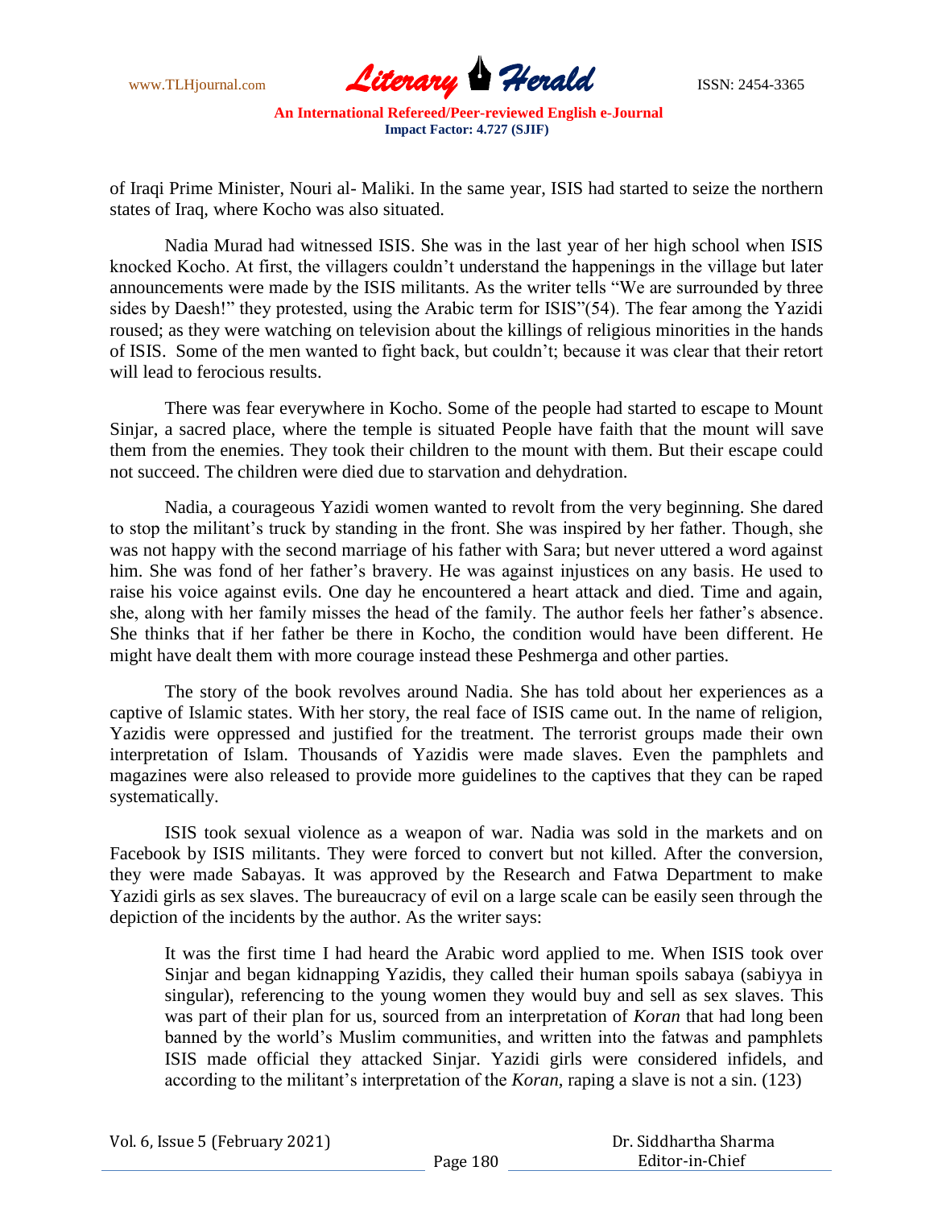of Iraqi Prime Minister, Nouri al- Maliki. In the same year, ISIS had started to seize the northern states of Iraq, where Kocho was also situated.

Nadia Murad had witnessed ISIS. She was in the last year of her high school when ISIS knocked Kocho. At first, the villagers couldn't understand the happenings in the village but later announcements were made by the ISIS militants. As the writer tells "We are surrounded by three sides by Daesh!" they protested, using the Arabic term for ISIS"(54). The fear among the Yazidi roused; as they were watching on television about the killings of religious minorities in the hands of ISIS. Some of the men wanted to fight back, but couldn't; because it was clear that their retort will lead to ferocious results.

There was fear everywhere in Kocho. Some of the people had started to escape to Mount Sinjar, a sacred place, where the temple is situated People have faith that the mount will save them from the enemies. They took their children to the mount with them. But their escape could not succeed. The children were died due to starvation and dehydration.

Nadia, a courageous Yazidi women wanted to revolt from the very beginning. She dared to stop the militant's truck by standing in the front. She was inspired by her father. Though, she was not happy with the second marriage of his father with Sara; but never uttered a word against him. She was fond of her father's bravery. He was against injustices on any basis. He used to raise his voice against evils. One day he encountered a heart attack and died. Time and again, she, along with her family misses the head of the family. The author feels her father's absence. She thinks that if her father be there in Kocho, the condition would have been different. He might have dealt them with more courage instead these Peshmerga and other parties.

The story of the book revolves around Nadia. She has told about her experiences as a captive of Islamic states. With her story, the real face of ISIS came out. In the name of religion, Yazidis were oppressed and justified for the treatment. The terrorist groups made their own interpretation of Islam. Thousands of Yazidis were made slaves. Even the pamphlets and magazines were also released to provide more guidelines to the captives that they can be raped systematically.

ISIS took sexual violence as a weapon of war. Nadia was sold in the markets and on Facebook by ISIS militants. They were forced to convert but not killed. After the conversion, they were made Sabayas. It was approved by the Research and Fatwa Department to make Yazidi girls as sex slaves. The bureaucracy of evil on a large scale can be easily seen through the depiction of the incidents by the author. As the writer says:

> It was the first time I had heard the Arabic word applied to me. When ISIS took over Sinjar and began kidnapping Yazidis, they called their human spoils sabaya (sabiyya in singular), referencing to the young women they would buy and sell as sex slaves. This was part of their plan for us, sourced from an interpretation of *Koran* that had long been banned by the world's Muslim communities, and written into the fatwas and pamphlets ISIS made official they attacked Sinjar. Yazidi girls were considered infidels, and according to the militant's interpretation of the *Koran*, raping a slave is not a sin. (123)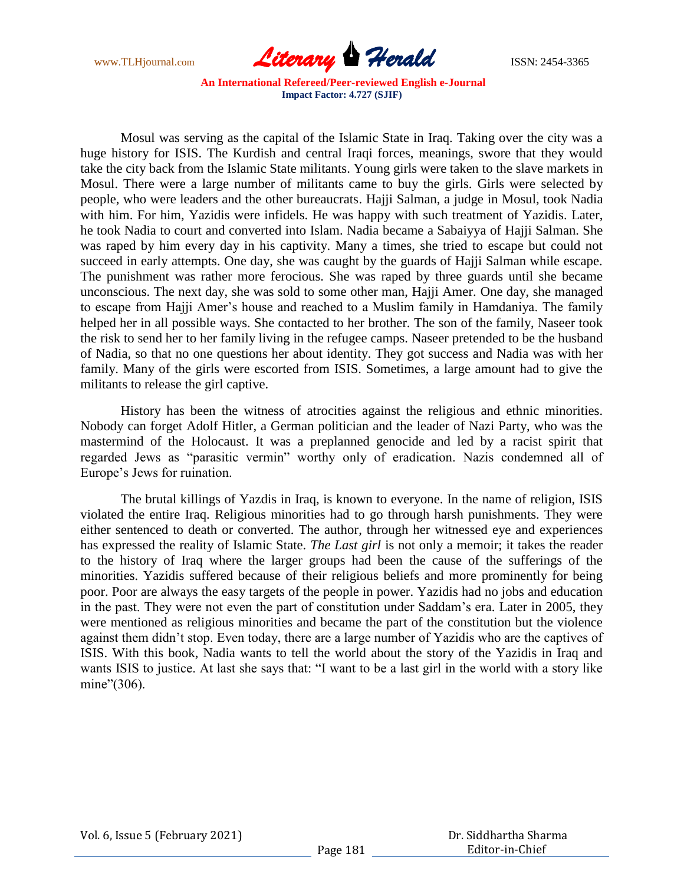Mosul was serving as the capital of the Islamic State in Iraq. Taking over the city was a huge history for ISIS. The Kurdish and central Iraqi forces, meanings, swore that they would take the city back from the Islamic State militants. Young girls were taken to the slave markets in Mosul. There were a large number of militants came to buy the girls. Girls were selected by people, who were leaders and the other bureaucrats. Hajji Salman, a judge in Mosul, took Nadia with him. For him, Yazidis were infidels. He was happy with such treatment of Yazidis. Later, he took Nadia to court and converted into Islam. Nadia became a Sabaiyya of Hajji Salman. She was raped by him every day in his captivity. Many a times, she tried to escape but could not succeed in early attempts. One day, she was caught by the guards of Hajji Salman while escape. The punishment was rather more ferocious. She was raped by three guards until she became unconscious. The next day, she was sold to some other man, Hajji Amer. One day, she managed to escape from Hajji Amer's house and reached to a Muslim family in Hamdaniya. The family helped her in all possible ways. She contacted to her brother. The son of the family, Naseer took the risk to send her to her family living in the refugee camps. Naseer pretended to be the husband of Nadia, so that no one questions her about identity. They got success and Nadia was with her family. Many of the girls were escorted from ISIS. Sometimes, a large amount had to give the militants to release the girl captive.

History has been the witness of atrocities against the religious and ethnic minorities. Nobody can forget Adolf Hitler, a German politician and the leader of Nazi Party, who was the mastermind of the Holocaust. It was a preplanned genocide and led by a racist spirit that regarded Jews as "parasitic vermin" worthy only of eradication. Nazis condemned all of Europe's Jews for ruination.

The brutal killings of Yazdis in Iraq, is known to everyone. In the name of religion, ISIS violated the entire Iraq. Religious minorities had to go through harsh punishments. They were either sentenced to death or converted. The author, through her witnessed eye and experiences has expressed the reality of Islamic State. *The Last girl* is not only a memoir; it takes the reader to the history of Iraq where the larger groups had been the cause of the sufferings of the minorities. Yazidis suffered because of their religious beliefs and more prominently for being poor. Poor are always the easy targets of the people in power. Yazidis had no jobs and education in the past. They were not even the part of constitution under Saddam's era. Later in 2005, they were mentioned as religious minorities and became the part of the constitution but the violence against them didn't stop. Even today, there are a large number of Yazidis who are the captives of ISIS. With this book, Nadia wants to tell the world about the story of the Yazidis in Iraq and wants ISIS to justice. At last she says that: "I want to be a last girl in the world with a story like mine"(306).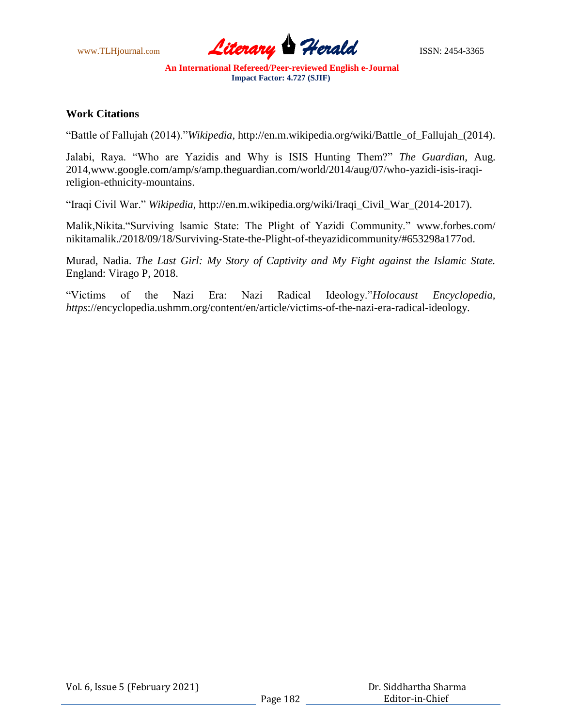**Work Citations**

"Battle of Fallujah (2014)."*Wikipedia*, http://en.m.wikipedia.org/wiki/Battle_of_Fallujah_(2014).

Jalabi, Raya. "Who are Yazidis and Why is ISIS Hunting Them?" *The Guardian*, Aug. 2014,www.google.com/amp/s/amp.theguardian.com/world/2014/aug/07/who-yazidi-isis-iraqi-religion-ethnicity-mountains.

"Iraqi Civil War." *Wikipedia*, http://en.m.wikipedia.org/wiki/Iraqi_Civil_War_(2014-2017).

Malik,Nikita."Surviving lsamic State: The Plight of Yazidi Community." www.forbes.com/ nikitamalik./2018/09/18/Surviving-State-the-Plight-of-theyazidicommunity/#653298a177od.

Murad, Nadia. *The Last Girl: My Story of Captivity and My Fight against the Islamic State.* England: Virago P, 2018.

"Victims of the Nazi Era: Nazi Radical Ideology."*Holocaust Encyclopedia, https*://encyclopedia.ushmm.org/content/en/article/victims-of-the-nazi-era-radical-ideology.